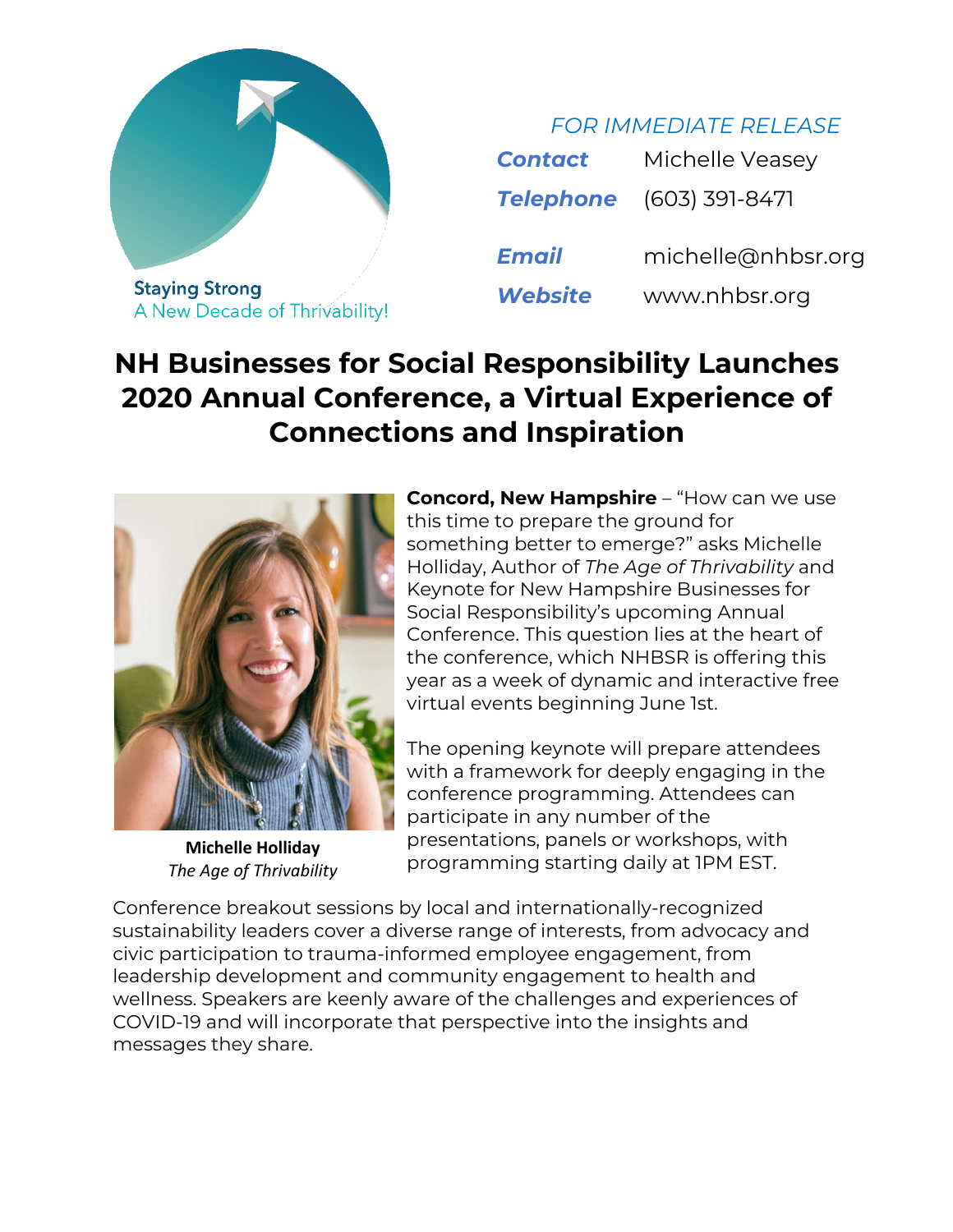Staying Strong
A New Decade of Thrivability!

*FOR IMMEDIATE RELEASE*

| | |
|---|---|
| ***Contact*** | Michelle Veasey |
| ***Telephone*** | (603) 391-8471 |
| ***Email*** | michelle@nhbsr.org |
| ***Website*** | www.nhbsr.org |

# NH Businesses for Social Responsibility Launches 2020 Annual Conference, a Virtual Experience of Connections and Inspiration

**Michelle Holliday**
*The Age of Thrivability*

**Concord, New Hampshire** – "How can we use this time to prepare the ground for something better to emerge?" asks Michelle Holliday, Author of *The Age of Thrivability* and Keynote for New Hampshire Businesses for Social Responsibility's upcoming Annual Conference. This question lies at the heart of the conference, which NHBSR is offering this year as a week of dynamic and interactive free virtual events beginning June 1st.

The opening keynote will prepare attendees with a framework for deeply engaging in the conference programming. Attendees can participate in any number of the presentations, panels or workshops, with programming starting daily at 1PM EST.

Conference breakout sessions by local and internationally-recognized sustainability leaders cover a diverse range of interests, from advocacy and civic participation to trauma-informed employee engagement, from leadership development and community engagement to health and wellness. Speakers are keenly aware of the challenges and experiences of COVID-19 and will incorporate that perspective into the insights and messages they share.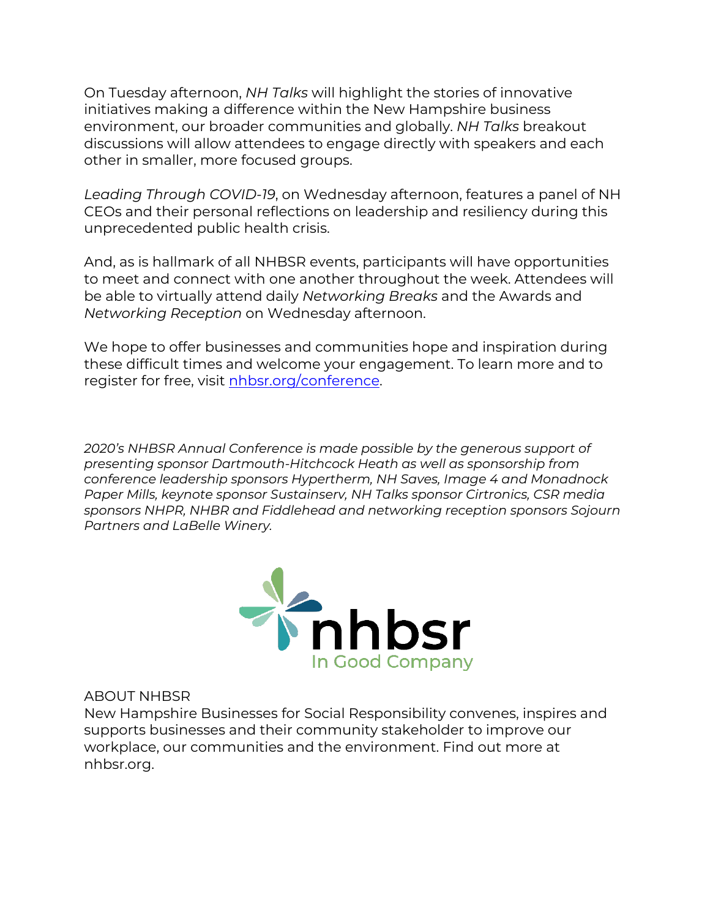On Tuesday afternoon, *NH Talks* will highlight the stories of innovative initiatives making a difference within the New Hampshire business environment, our broader communities and globally. *NH Talks* breakout discussions will allow attendees to engage directly with speakers and each other in smaller, more focused groups.

*Leading Through COVID-19*, on Wednesday afternoon, features a panel of NH CEOs and their personal reflections on leadership and resiliency during this unprecedented public health crisis.

And, as is hallmark of all NHBSR events, participants will have opportunities to meet and connect with one another throughout the week. Attendees will be able to virtually attend daily *Networking Breaks* and the Awards and *Networking Reception* on Wednesday afternoon.

We hope to offer businesses and communities hope and inspiration during these difficult times and welcome your engagement. To learn more and to register for free, visit [nhbsr.org/conference](nhbsr.org/conference).

*2020's NHBSR Annual Conference is made possible by the generous support of presenting sponsor Dartmouth-Hitchcock Heath as well as sponsorship from conference leadership sponsors Hypertherm, NH Saves, Image 4 and Monadnock Paper Mills, keynote sponsor Sustainserv, NH Talks sponsor Cirtronics, CSR media sponsors NHPR, NHBR and Fiddlehead and networking reception sponsors Sojourn Partners and LaBelle Winery.*

nhbsr
In Good Company

ABOUT NHBSR
New Hampshire Businesses for Social Responsibility convenes, inspires and supports businesses and their community stakeholder to improve our workplace, our communities and the environment. Find out more at nhbsr.org.